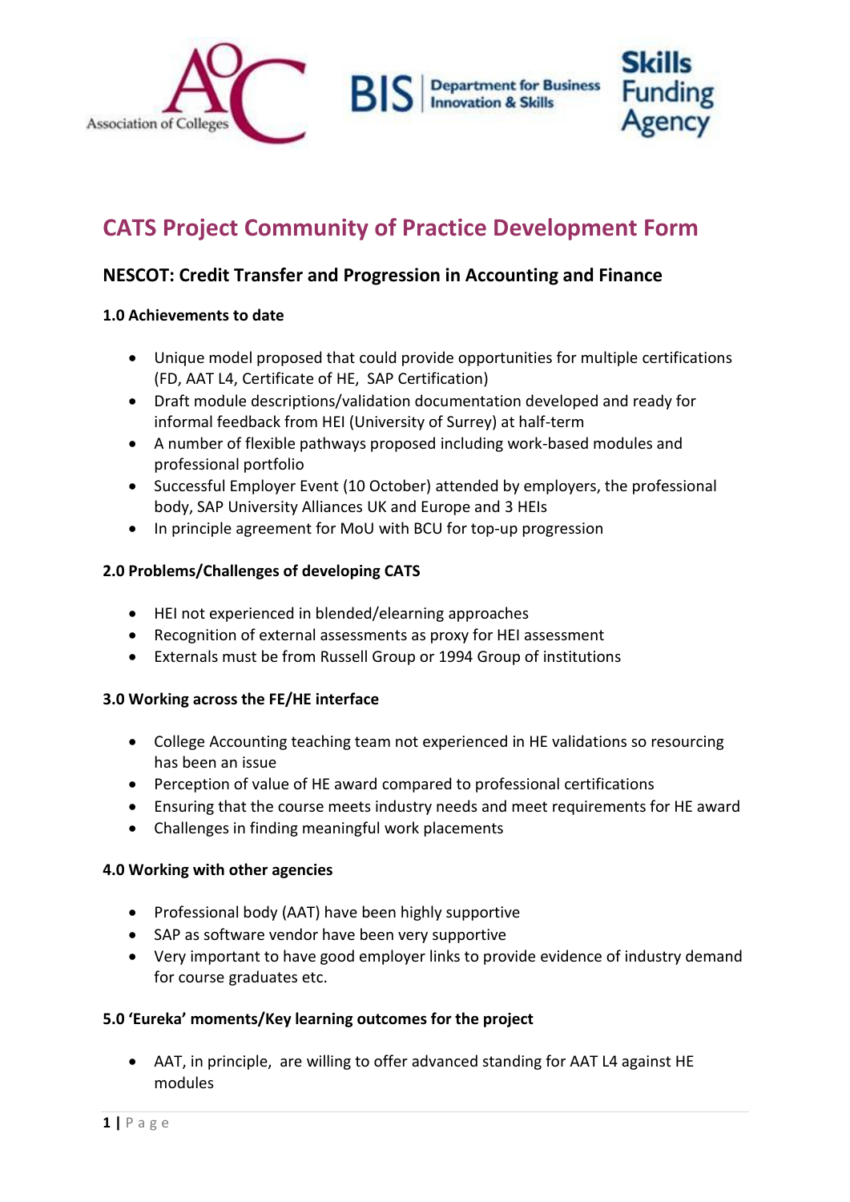# CATS Project Community of Practice Development Form

## NESCOT: Credit Transfer and Progression in Accounting and Finance

### 1.0 Achievements to date

- Unique model proposed that could provide opportunities for multiple certifications (FD, AAT L4, Certificate of HE, SAP Certification)
- Draft module descriptions/validation documentation developed and ready for informal feedback from HEI (University of Surrey) at half-term
- A number of flexible pathways proposed including work-based modules and professional portfolio
- Successful Employer Event (10 October) attended by employers, the professional body, SAP University Alliances UK and Europe and 3 HEIs
- In principle agreement for MoU with BCU for top-up progression

### 2.0 Problems/Challenges of developing CATS

- HEI not experienced in blended/elearning approaches
- Recognition of external assessments as proxy for HEI assessment
- Externals must be from Russell Group or 1994 Group of institutions

### 3.0 Working across the FE/HE interface

- College Accounting teaching team not experienced in HE validations so resourcing has been an issue
- Perception of value of HE award compared to professional certifications
- Ensuring that the course meets industry needs and meet requirements for HE award
- Challenges in finding meaningful work placements

### 4.0 Working with other agencies

- Professional body (AAT) have been highly supportive
- SAP as software vendor have been very supportive
- Very important to have good employer links to provide evidence of industry demand for course graduates etc.

### 5.0 'Eureka' moments/Key learning outcomes for the project

- AAT, in principle, are willing to offer advanced standing for AAT L4 against HE modules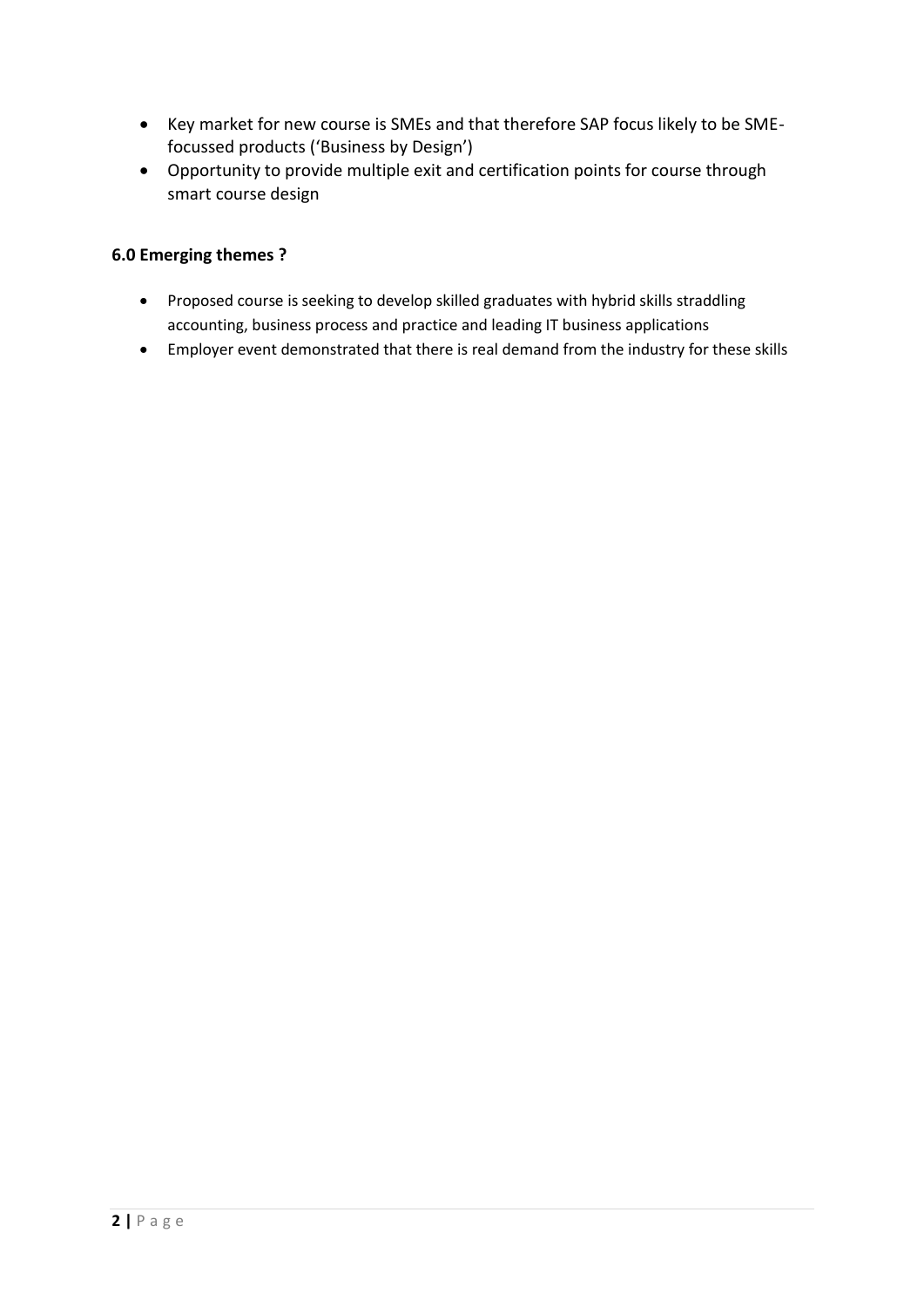- Key market for new course is SMEs and that therefore SAP focus likely to be SME-focussed products ('Business by Design')
- Opportunity to provide multiple exit and certification points for course through smart course design

### 6.0 Emerging themes ?

- Proposed course is seeking to develop skilled graduates with hybrid skills straddling accounting, business process and practice and leading IT business applications
- Employer event demonstrated that there is real demand from the industry for these skills